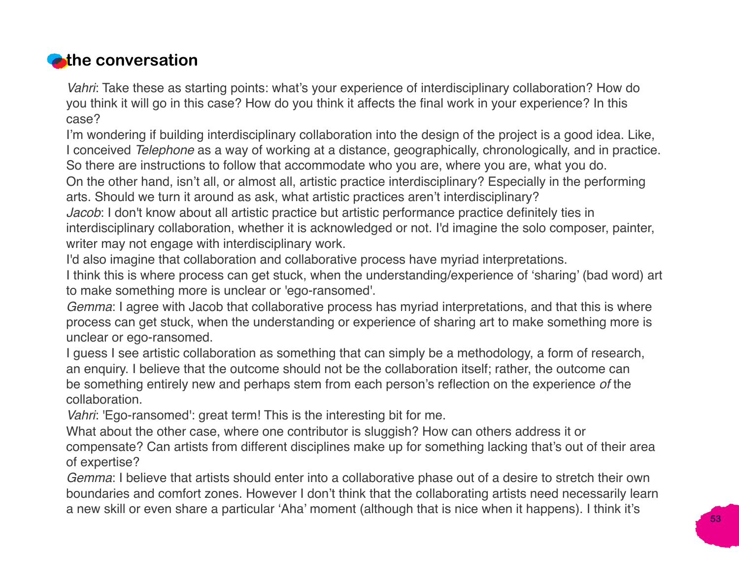## the conversation

*Vahri*: Take these as starting points: what's your experience of interdisciplinary collaboration? How do you think it will go in this case? How do you think it affects the final work in your experience? In this case?

I'm wondering if building interdisciplinary collaboration into the design of the project is a good idea. Like, I conceived *Telephone* as a way of working at a distance, geographically, chronologically, and in practice. So there are instructions to follow that accommodate who you are, where you are, what you do.

On the other hand, isn't all, or almost all, artistic practice interdisciplinary? Especially in the performing arts. Should we turn it around as ask, what artistic practices aren't interdisciplinary?

*Jacob*: I don't know about all artistic practice but artistic performance practice definitely ties in interdisciplinary collaboration, whether it is acknowledged or not. I'd imagine the solo composer, painter, writer may not engage with interdisciplinary work.

I'd also imagine that collaboration and collaborative process have myriad interpretations.

I think this is where process can get stuck, when the understanding/experience of 'sharing' (bad word) art to make something more is unclear or 'ego-ransomed'.

*Gemma*: I agree with Jacob that collaborative process has myriad interpretations, and that this is where process can get stuck, when the understanding or experience of sharing art to make something more is unclear or ego-ransomed.

I guess I see artistic collaboration as something that can simply be a methodology, a form of research, an enquiry. I believe that the outcome should not be the collaboration itself; rather, the outcome can be something entirely new and perhaps stem from each person's reflection on the experience *of* the collaboration.

*Vahri*: 'Ego-ransomed': great term! This is the interesting bit for me.

What about the other case, where one contributor is sluggish? How can others address it or compensate? Can artists from different disciplines make up for something lacking that's out of their area of expertise?

*Gemma*: I believe that artists should enter into a collaborative phase out of a desire to stretch their own boundaries and comfort zones. However I don't think that the collaborating artists need necessarily learn a new skill or even share a particular 'Aha' moment (although that is nice when it happens). I think it's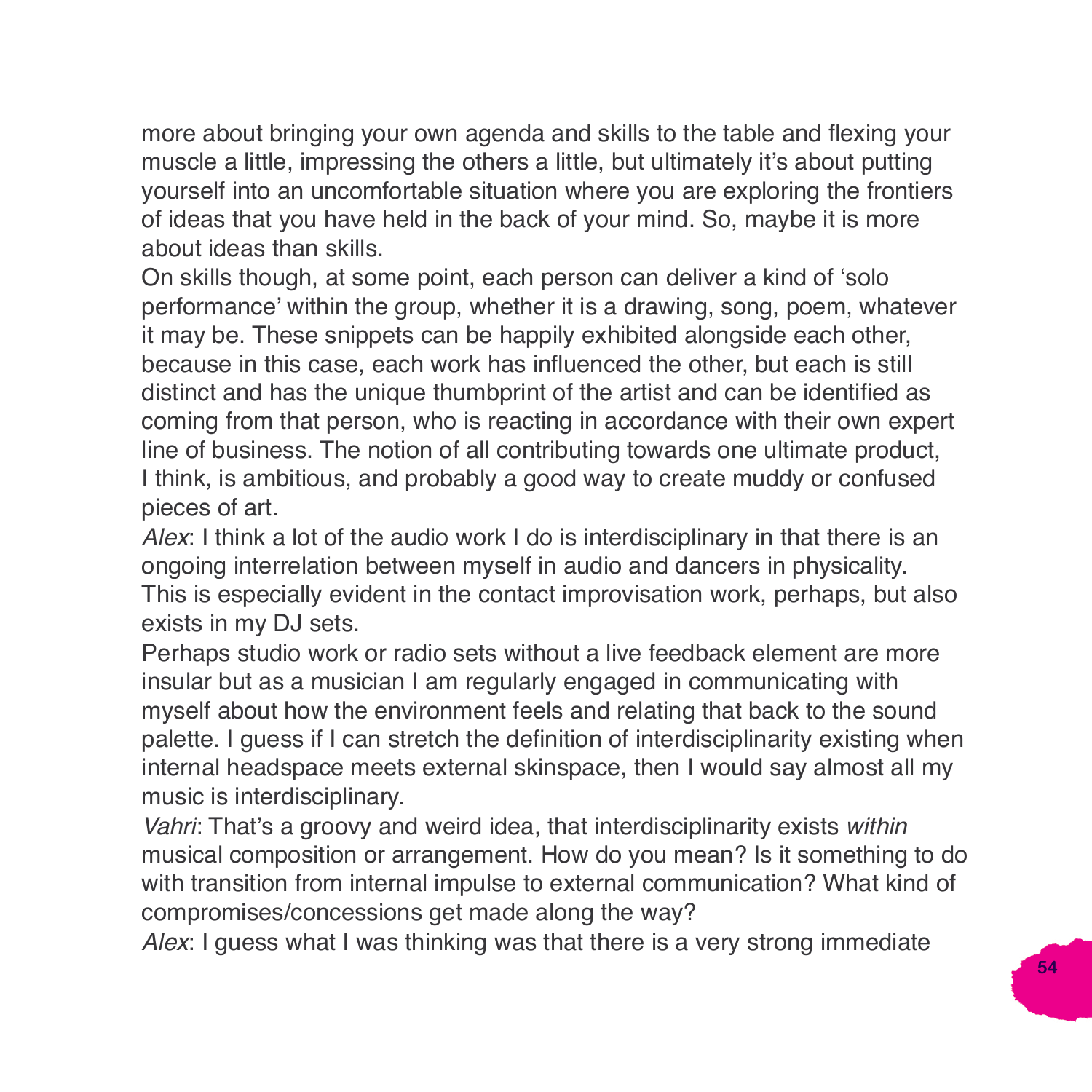more about bringing your own agenda and skills to the table and flexing your muscle a little, impressing the others a little, but ultimately it's about putting yourself into an uncomfortable situation where you are exploring the frontiers of ideas that you have held in the back of your mind. So, maybe it is more about ideas than skills.

On skills though, at some point, each person can deliver a kind of 'solo performance' within the group, whether it is a drawing, song, poem, whatever it may be. These snippets can be happily exhibited alongside each other, because in this case, each work has influenced the other, but each is still distinct and has the unique thumbprint of the artist and can be identified as coming from that person, who is reacting in accordance with their own expert line of business. The notion of all contributing towards one ultimate product, I think, is ambitious, and probably a good way to create muddy or confused pieces of art.

*Alex*: I think a lot of the audio work I do is interdisciplinary in that there is an ongoing interrelation between myself in audio and dancers in physicality. This is especially evident in the contact improvisation work, perhaps, but also exists in my DJ sets.

Perhaps studio work or radio sets without a live feedback element are more insular but as a musician I am regularly engaged in communicating with myself about how the environment feels and relating that back to the sound palette. I guess if I can stretch the definition of interdisciplinarity existing when internal headspace meets external skinspace, then I would say almost all my music is interdisciplinary.

*Vahri*: That's a groovy and weird idea, that interdisciplinarity exists *within* musical composition or arrangement. How do you mean? Is it something to do with transition from internal impulse to external communication? What kind of compromises/concessions get made along the way?

*Alex*: I guess what I was thinking was that there is a very strong immediate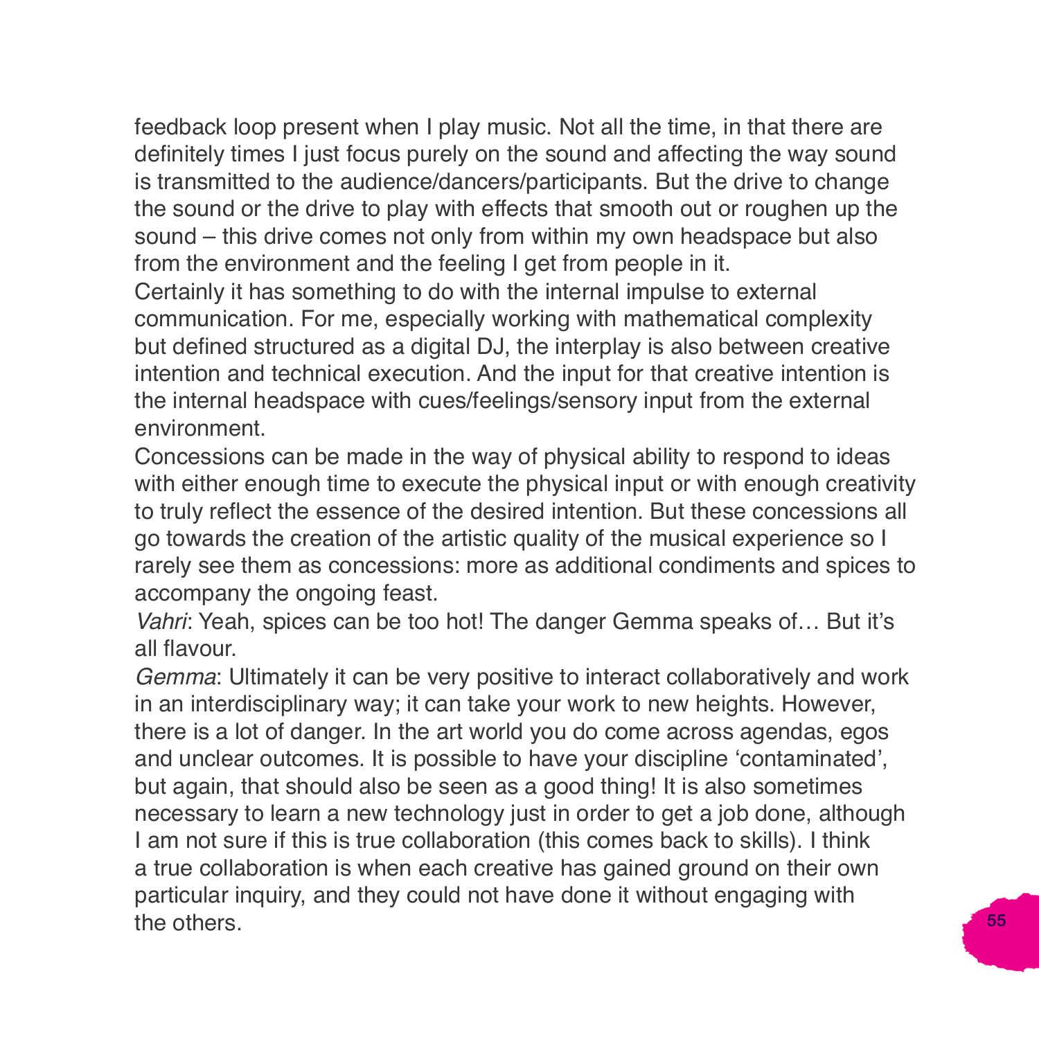feedback loop present when I play music. Not all the time, in that there are definitely times I just focus purely on the sound and affecting the way sound is transmitted to the audience/dancers/participants. But the drive to change the sound or the drive to play with effects that smooth out or roughen up the sound – this drive comes not only from within my own headspace but also from the environment and the feeling I get from people in it.

Certainly it has something to do with the internal impulse to external communication. For me, especially working with mathematical complexity but defined structured as a digital DJ, the interplay is also between creative intention and technical execution. And the input for that creative intention is the internal headspace with cues/feelings/sensory input from the external environment.

Concessions can be made in the way of physical ability to respond to ideas with either enough time to execute the physical input or with enough creativity to truly reflect the essence of the desired intention. But these concessions all go towards the creation of the artistic quality of the musical experience so I rarely see them as concessions: more as additional condiments and spices to accompany the ongoing feast.

*Vahri*: Yeah, spices can be too hot! The danger Gemma speaks of… But it's all flavour.

*Gemma*: Ultimately it can be very positive to interact collaboratively and work in an interdisciplinary way; it can take your work to new heights. However, there is a lot of danger. In the art world you do come across agendas, egos and unclear outcomes. It is possible to have your discipline 'contaminated', but again, that should also be seen as a good thing! It is also sometimes necessary to learn a new technology just in order to get a job done, although I am not sure if this is true collaboration (this comes back to skills). I think a true collaboration is when each creative has gained ground on their own particular inquiry, and they could not have done it without engaging with the others.